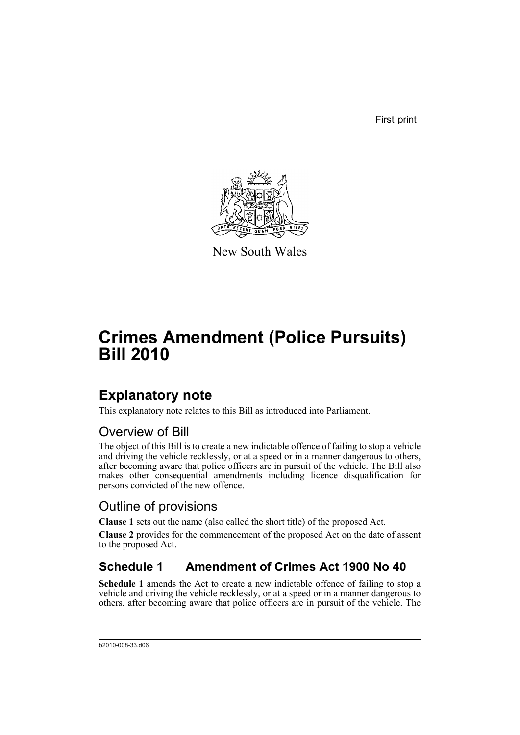First print

New South Wales

# Crimes Amendment (Police Pursuits) Bill 2010

## Explanatory note

This explanatory note relates to this Bill as introduced into Parliament.

### Overview of Bill

The object of this Bill is to create a new indictable offence of failing to stop a vehicle and driving the vehicle recklessly, or at a speed or in a manner dangerous to others, after becoming aware that police officers are in pursuit of the vehicle. The Bill also makes other consequential amendments including licence disqualification for persons convicted of the new offence.

### Outline of provisions

**Clause 1** sets out the name (also called the short title) of the proposed Act.

**Clause 2** provides for the commencement of the proposed Act on the date of assent to the proposed Act.

## Schedule 1 Amendment of Crimes Act 1900 No 40

**Schedule 1** amends the Act to create a new indictable offence of failing to stop a vehicle and driving the vehicle recklessly, or at a speed or in a manner dangerous to others, after becoming aware that police officers are in pursuit of the vehicle. The

b2010-008-33.d06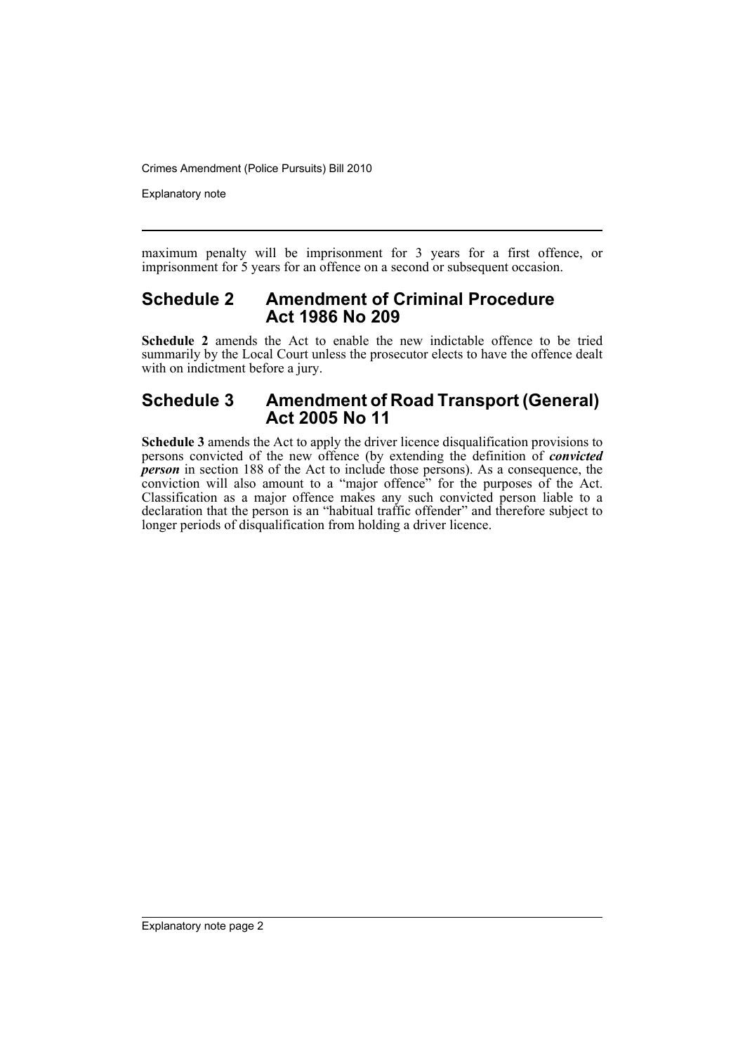maximum penalty will be imprisonment for 3 years for a first offence, or imprisonment for 5 years for an offence on a second or subsequent occasion.

## Schedule 2 Amendment of Criminal Procedure Act 1986 No 209

**Schedule 2** amends the Act to enable the new indictable offence to be tried summarily by the Local Court unless the prosecutor elects to have the offence dealt with on indictment before a jury.

## Schedule 3 Amendment of Road Transport (General) Act 2005 No 11

**Schedule 3** amends the Act to apply the driver licence disqualification provisions to persons convicted of the new offence (by extending the definition of ***convicted person*** in section 188 of the Act to include those persons). As a consequence, the conviction will also amount to a "major offence" for the purposes of the Act. Classification as a major offence makes any such convicted person liable to a declaration that the person is an "habitual traffic offender" and therefore subject to longer periods of disqualification from holding a driver licence.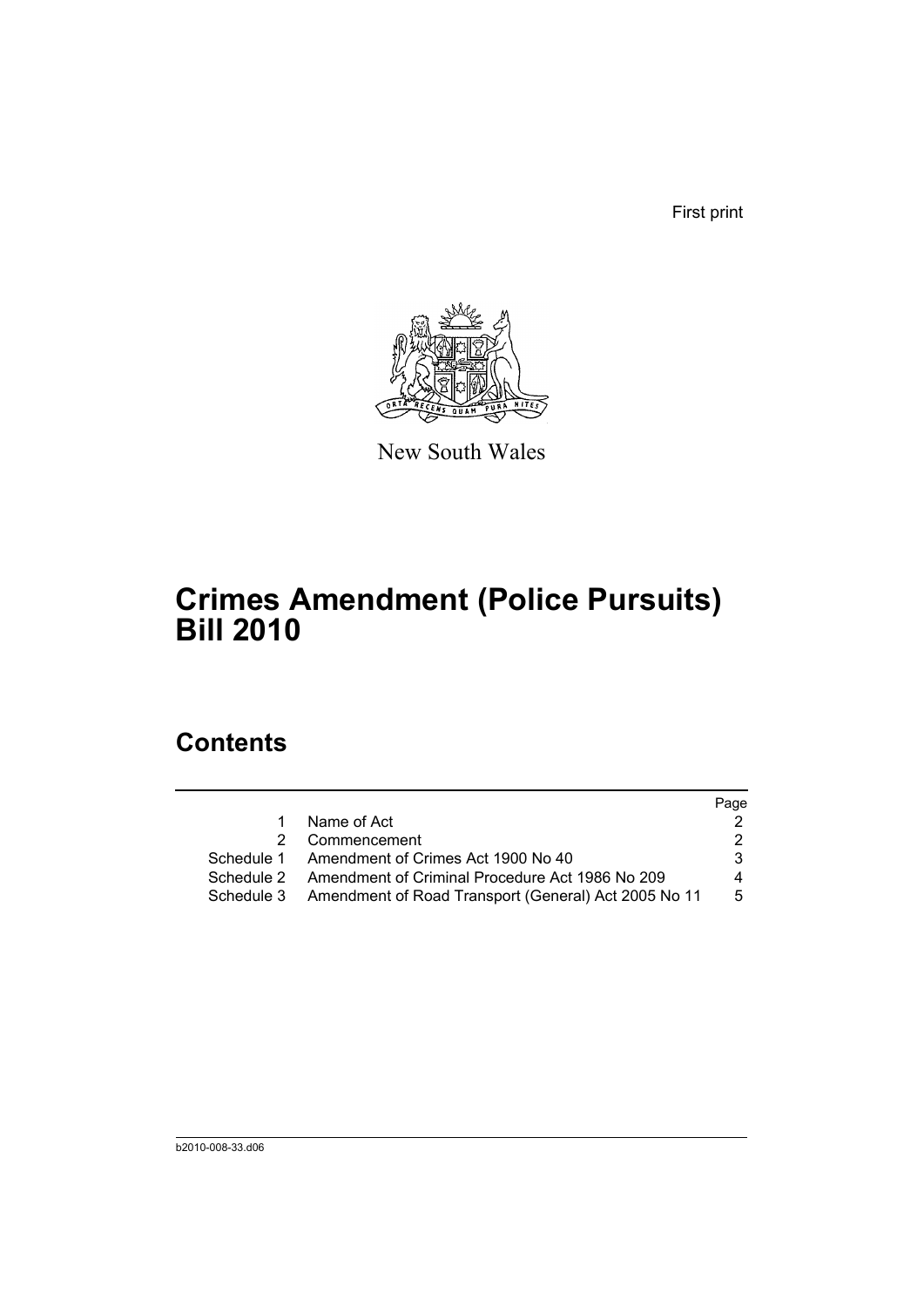First print

New South Wales

# Crimes Amendment (Police Pursuits) Bill 2010

## Contents

| | | Page |
|---|---|---|
| 1 | Name of Act | 2 |
| 2 | Commencement | 2 |
| Schedule 1 | Amendment of Crimes Act 1900 No 40 | 3 |
| Schedule 2 | Amendment of Criminal Procedure Act 1986 No 209 | 4 |
| Schedule 3 | Amendment of Road Transport (General) Act 2005 No 11 | 5 |

b2010-008-33.d06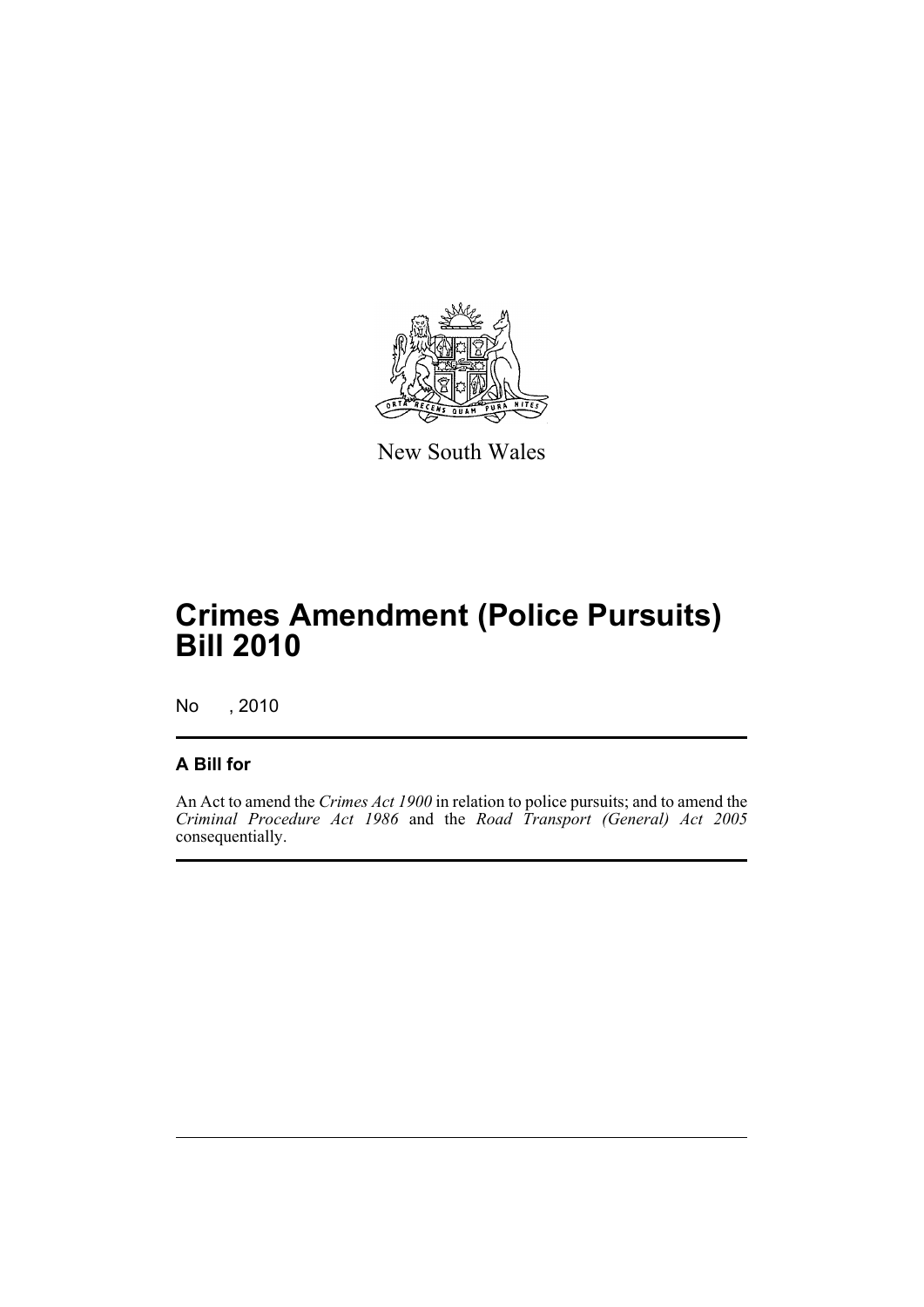New South Wales

# Crimes Amendment (Police Pursuits) Bill 2010

No , 2010

## A Bill for

An Act to amend the *Crimes Act 1900* in relation to police pursuits; and to amend the *Criminal Procedure Act 1986* and the *Road Transport (General) Act 2005* consequentially.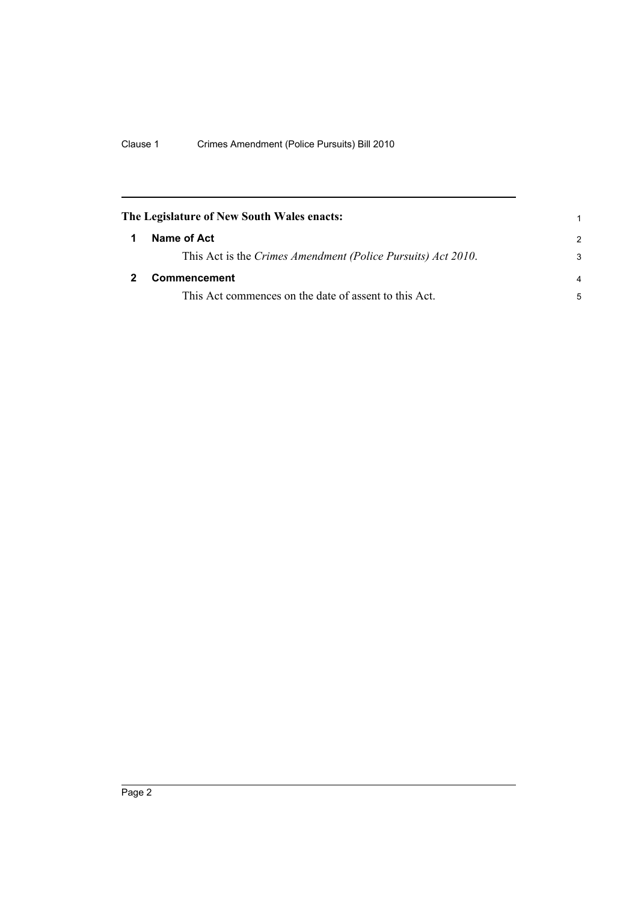The Legislature of New South Wales enacts:

## 1 Name of Act

This Act is the *Crimes Amendment (Police Pursuits) Act 2010*.

## 2 Commencement

This Act commences on the date of assent to this Act.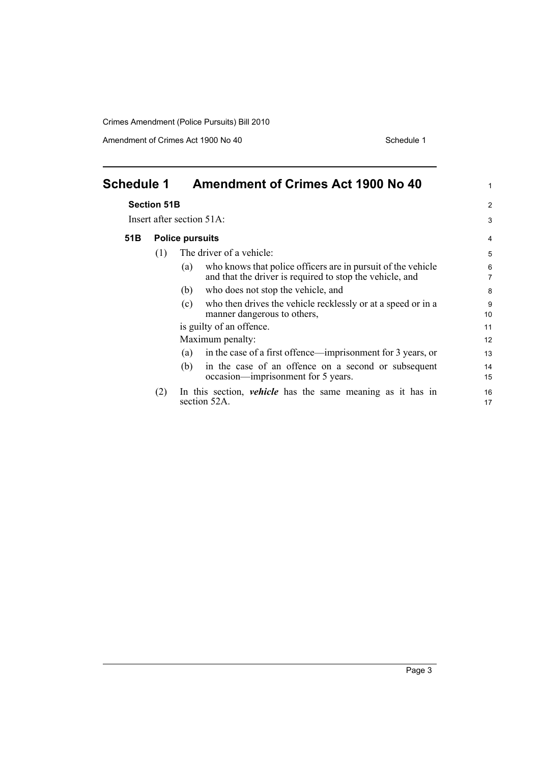# Schedule 1 Amendment of Crimes Act 1900 No 40

### Section 51B

Insert after section 51A:

### 51B Police pursuits

(1) The driver of a vehicle:

(a) who knows that police officers are in pursuit of the vehicle and that the driver is required to stop the vehicle, and

(b) who does not stop the vehicle, and

(c) who then drives the vehicle recklessly or at a speed or in a manner dangerous to others,

is guilty of an offence.

Maximum penalty:

(a) in the case of a first offence—imprisonment for 3 years, or

(b) in the case of an offence on a second or subsequent occasion—imprisonment for 5 years.

(2) In this section, ***vehicle*** has the same meaning as it has in section 52A.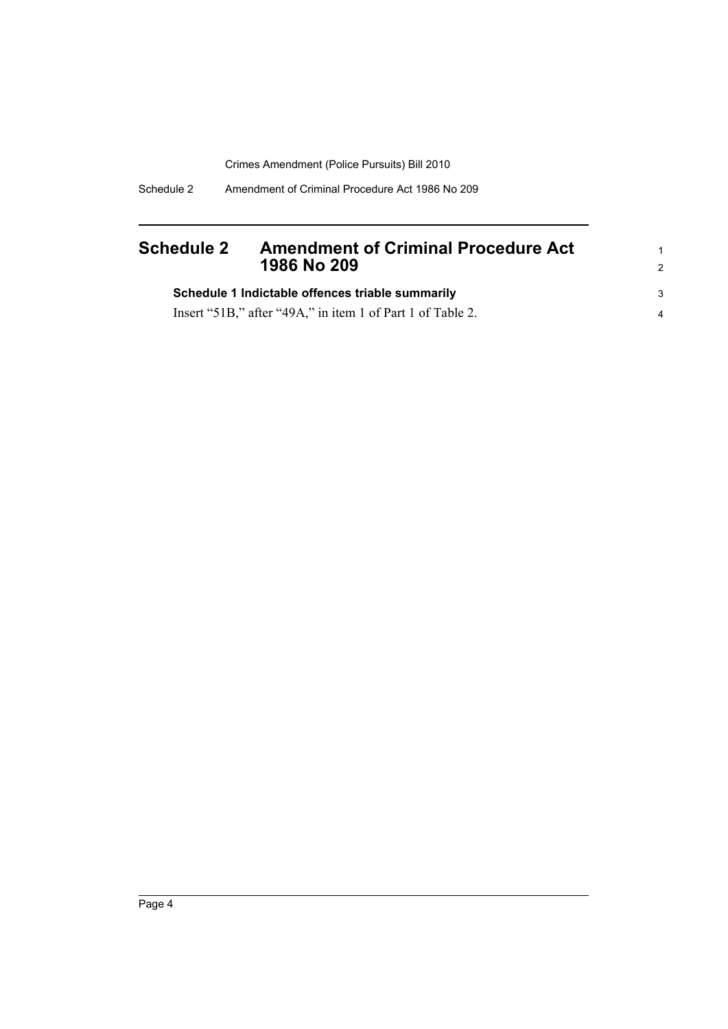# Schedule 2 Amendment of Criminal Procedure Act 1986 No 209

**Schedule 1 Indictable offences triable summarily**

Insert "51B," after "49A," in item 1 of Part 1 of Table 2.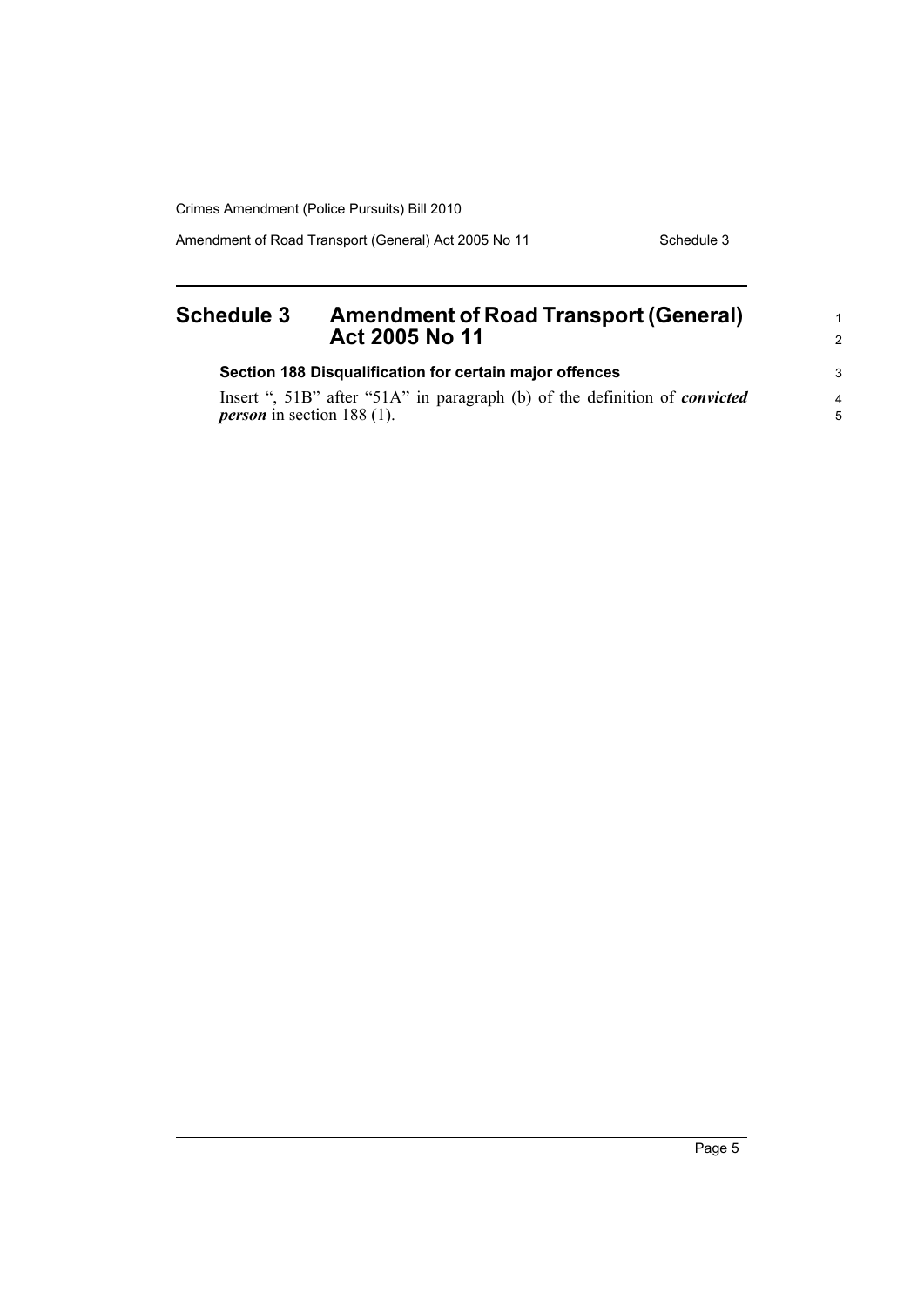# Schedule 3 Amendment of Road Transport (General) Act 2005 No 11

### Section 188 Disqualification for certain major offences

Insert ", 51B" after "51A" in paragraph (b) of the definition of ***convicted person*** in section 188 (1).